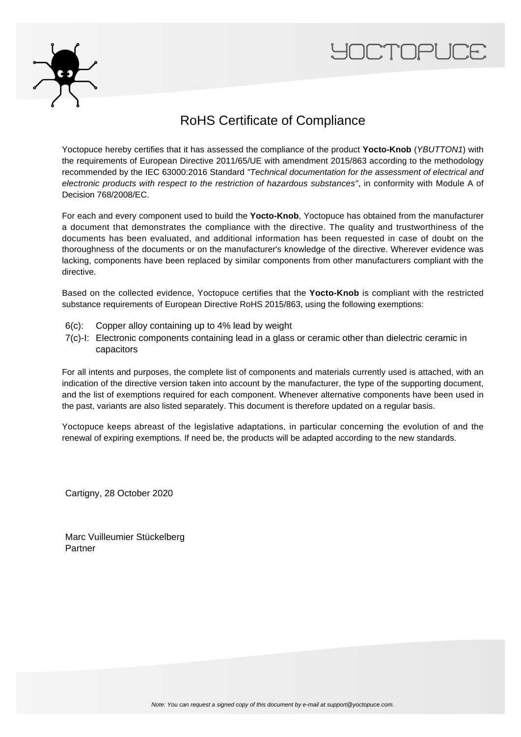# RoHS Certificate of Compliance

Yoctopuce hereby certifies that it has assessed the compliance of the product **Yocto-Knob** (*YBUTTON1*) with the requirements of European Directive 2011/65/UE with amendment 2015/863 according to the methodology recommended by the IEC 63000:2016 Standard *"Technical documentation for the assessment of electrical and electronic products with respect to the restriction of hazardous substances"*, in conformity with Module A of Decision 768/2008/EC.

For each and every component used to build the **Yocto-Knob**, Yoctopuce has obtained from the manufacturer a document that demonstrates the compliance with the directive. The quality and trustworthiness of the documents has been evaluated, and additional information has been requested in case of doubt on the thoroughness of the documents or on the manufacturer's knowledge of the directive. Wherever evidence was lacking, components have been replaced by similar components from other manufacturers compliant with the directive.

Based on the collected evidence, Yoctopuce certifies that the **Yocto-Knob** is compliant with the restricted substance requirements of European Directive RoHS 2015/863, using the following exemptions:

- 6(c): Copper alloy containing up to 4% lead by weight
- 7(c)-I: Electronic components containing lead in a glass or ceramic other than dielectric ceramic in capacitors

For all intents and purposes, the complete list of components and materials currently used is attached, with an indication of the directive version taken into account by the manufacturer, the type of the supporting document, and the list of exemptions required for each component. Whenever alternative components have been used in the past, variants are also listed separately. This document is therefore updated on a regular basis.

Yoctopuce keeps abreast of the legislative adaptations, in particular concerning the evolution of and the renewal of expiring exemptions. If need be, the products will be adapted according to the new standards.

Cartigny, 28 October 2020

Marc Vuilleumier Stückelberg
Partner

*Note: You can request a signed copy of this document by e-mail at support@yoctopuce.com.*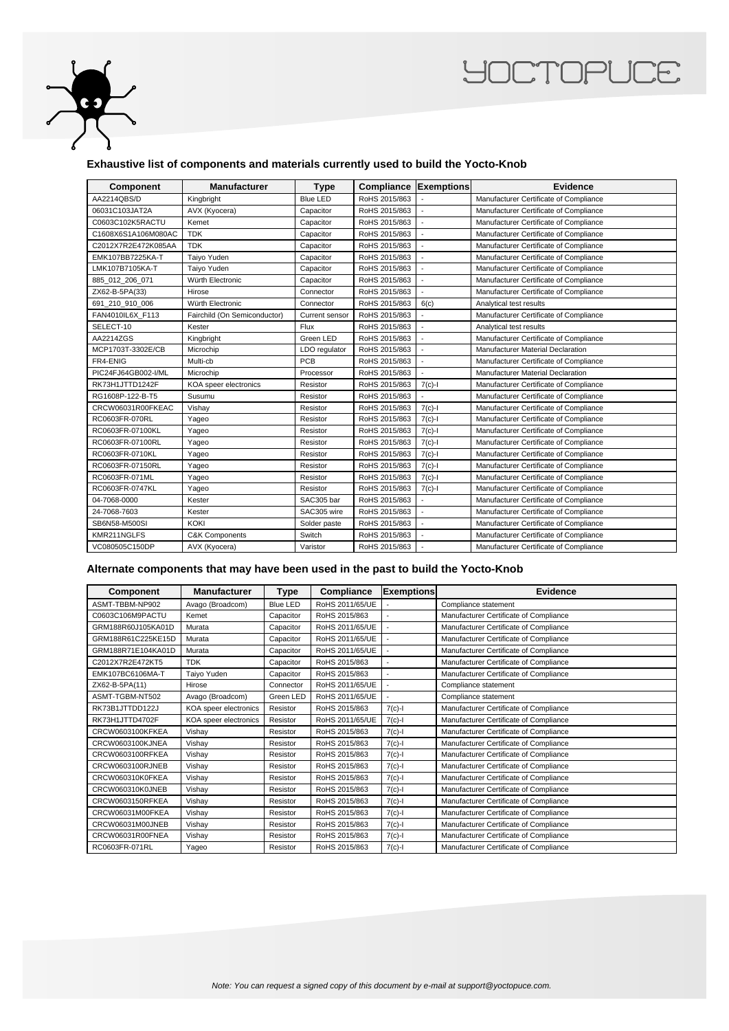### Exhaustive list of components and materials currently used to build the Yocto-Knob

| Component | Manufacturer | Type | Compliance | Exemptions | Evidence |
|---|---|---|---|---|---|
| AA2214QBS/D | Kingbright | Blue LED | RoHS 2015/863 | - | Manufacturer Certificate of Compliance |
| 06031C103JAT2A | AVX (Kyocera) | Capacitor | RoHS 2015/863 | - | Manufacturer Certificate of Compliance |
| C0603C102K5RACTU | Kemet | Capacitor | RoHS 2015/863 | - | Manufacturer Certificate of Compliance |
| C1608X6S1A106M080AC | TDK | Capacitor | RoHS 2015/863 | - | Manufacturer Certificate of Compliance |
| C2012X7R2E472K085AA | TDK | Capacitor | RoHS 2015/863 | - | Manufacturer Certificate of Compliance |
| EMK107BB7225KA-T | Taiyo Yuden | Capacitor | RoHS 2015/863 | - | Manufacturer Certificate of Compliance |
| LMK107B7105KA-T | Taiyo Yuden | Capacitor | RoHS 2015/863 | - | Manufacturer Certificate of Compliance |
| 885_012_206_071 | Würth Electronic | Capacitor | RoHS 2015/863 | - | Manufacturer Certificate of Compliance |
| ZX62-B-5PA(33) | Hirose | Connector | RoHS 2015/863 | - | Manufacturer Certificate of Compliance |
| 691_210_910_006 | Würth Electronic | Connector | RoHS 2015/863 | 6(c) | Analytical test results |
| FAN4010IL6X_F113 | Fairchild (On Semiconductor) | Current sensor | RoHS 2015/863 | - | Manufacturer Certificate of Compliance |
| SELECT-10 | Kester | Flux | RoHS 2015/863 | - | Analytical test results |
| AA2214ZGS | Kingbright | Green LED | RoHS 2015/863 | - | Manufacturer Certificate of Compliance |
| MCP1703T-3302E/CB | Microchip | LDO regulator | RoHS 2015/863 | - | Manufacturer Material Declaration |
| FR4-ENIG | Multi-cb | PCB | RoHS 2015/863 | - | Manufacturer Certificate of Compliance |
| PIC24FJ64GB002-I/ML | Microchip | Processor | RoHS 2015/863 | - | Manufacturer Material Declaration |
| RK73H1JTTD1242F | KOA speer electronics | Resistor | RoHS 2015/863 | 7(c)-I | Manufacturer Certificate of Compliance |
| RG1608P-122-B-T5 | Susumu | Resistor | RoHS 2015/863 | - | Manufacturer Certificate of Compliance |
| CRCW06031R00FKEAC | Vishay | Resistor | RoHS 2015/863 | 7(c)-I | Manufacturer Certificate of Compliance |
| RC0603FR-070RL | Yageo | Resistor | RoHS 2015/863 | 7(c)-I | Manufacturer Certificate of Compliance |
| RC0603FR-07100KL | Yageo | Resistor | RoHS 2015/863 | 7(c)-I | Manufacturer Certificate of Compliance |
| RC0603FR-07100RL | Yageo | Resistor | RoHS 2015/863 | 7(c)-I | Manufacturer Certificate of Compliance |
| RC0603FR-0710KL | Yageo | Resistor | RoHS 2015/863 | 7(c)-I | Manufacturer Certificate of Compliance |
| RC0603FR-07150RL | Yageo | Resistor | RoHS 2015/863 | 7(c)-I | Manufacturer Certificate of Compliance |
| RC0603FR-071ML | Yageo | Resistor | RoHS 2015/863 | 7(c)-I | Manufacturer Certificate of Compliance |
| RC0603FR-0747KL | Yageo | Resistor | RoHS 2015/863 | 7(c)-I | Manufacturer Certificate of Compliance |
| 04-7068-0000 | Kester | SAC305 bar | RoHS 2015/863 | - | Manufacturer Certificate of Compliance |
| 24-7068-7603 | Kester | SAC305 wire | RoHS 2015/863 | - | Manufacturer Certificate of Compliance |
| SB6N58-M500SI | KOKI | Solder paste | RoHS 2015/863 | - | Manufacturer Certificate of Compliance |
| KMR211NGLFS | C&K Components | Switch | RoHS 2015/863 | - | Manufacturer Certificate of Compliance |
| VC080505C150DP | AVX (Kyocera) | Varistor | RoHS 2015/863 | - | Manufacturer Certificate of Compliance |

### Alternate components that may have been used in the past to build the Yocto-Knob

| Component | Manufacturer | Type | Compliance | Exemptions | Evidence |
|---|---|---|---|---|---|
| ASMT-TBBM-NP902 | Avago (Broadcom) | Blue LED | RoHS 2011/65/UE | - | Compliance statement |
| C0603C106M9PACTU | Kemet | Capacitor | RoHS 2015/863 | - | Manufacturer Certificate of Compliance |
| GRM188R60J105KA01D | Murata | Capacitor | RoHS 2011/65/UE | - | Manufacturer Certificate of Compliance |
| GRM188R61C225KE15D | Murata | Capacitor | RoHS 2011/65/UE | - | Manufacturer Certificate of Compliance |
| GRM188R71E104KA01D | Murata | Capacitor | RoHS 2011/65/UE | - | Manufacturer Certificate of Compliance |
| C2012X7R2E472KT5 | TDK | Capacitor | RoHS 2015/863 | - | Manufacturer Certificate of Compliance |
| EMK107BC6106MA-T | Taiyo Yuden | Capacitor | RoHS 2015/863 | - | Manufacturer Certificate of Compliance |
| ZX62-B-5PA(11) | Hirose | Connector | RoHS 2011/65/UE | - | Compliance statement |
| ASMT-TGBM-NT502 | Avago (Broadcom) | Green LED | RoHS 2011/65/UE | - | Compliance statement |
| RK73B1JTTDD122J | KOA speer electronics | Resistor | RoHS 2015/863 | 7(c)-I | Manufacturer Certificate of Compliance |
| RK73H1JTTD4702F | KOA speer electronics | Resistor | RoHS 2011/65/UE | 7(c)-I | Manufacturer Certificate of Compliance |
| CRCW0603100KFKEA | Vishay | Resistor | RoHS 2015/863 | 7(c)-I | Manufacturer Certificate of Compliance |
| CRCW0603100KJNEA | Vishay | Resistor | RoHS 2015/863 | 7(c)-I | Manufacturer Certificate of Compliance |
| CRCW0603100RFKEA | Vishay | Resistor | RoHS 2015/863 | 7(c)-I | Manufacturer Certificate of Compliance |
| CRCW0603100RJNEB | Vishay | Resistor | RoHS 2015/863 | 7(c)-I | Manufacturer Certificate of Compliance |
| CRCW060310K0FKEA | Vishay | Resistor | RoHS 2015/863 | 7(c)-I | Manufacturer Certificate of Compliance |
| CRCW060310K0JNEB | Vishay | Resistor | RoHS 2015/863 | 7(c)-I | Manufacturer Certificate of Compliance |
| CRCW0603150RFKEA | Vishay | Resistor | RoHS 2015/863 | 7(c)-I | Manufacturer Certificate of Compliance |
| CRCW06031M00FKEA | Vishay | Resistor | RoHS 2015/863 | 7(c)-I | Manufacturer Certificate of Compliance |
| CRCW06031M00JNEB | Vishay | Resistor | RoHS 2015/863 | 7(c)-I | Manufacturer Certificate of Compliance |
| CRCW06031R00FNEA | Vishay | Resistor | RoHS 2015/863 | 7(c)-I | Manufacturer Certificate of Compliance |
| RC0603FR-071RL | Yageo | Resistor | RoHS 2015/863 | 7(c)-I | Manufacturer Certificate of Compliance |

*Note: You can request a signed copy of this document by e-mail at support@yoctopuce.com.*